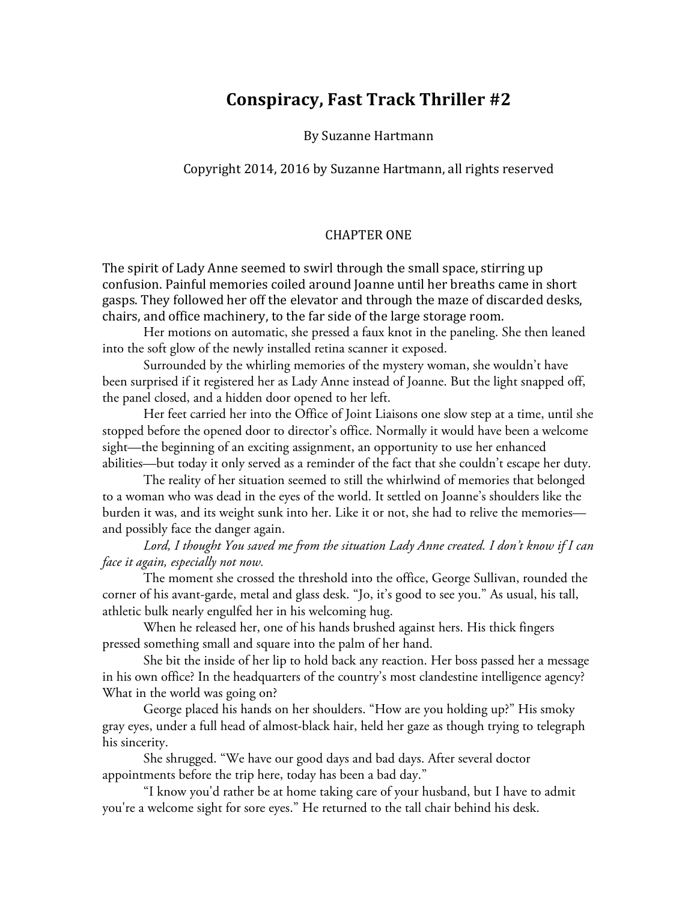# Conspiracy, Fast Track Thriller #2

By Suzanne Hartmann

Copyright 2014, 2016 by Suzanne Hartmann, all rights reserved

## CHAPTER ONE

The spirit of Lady Anne seemed to swirl through the small space, stirring up confusion. Painful memories coiled around Joanne until her breaths came in short gasps. They followed her off the elevator and through the maze of discarded desks, chairs, and office machinery, to the far side of the large storage room.

Her motions on automatic, she pressed a faux knot in the paneling. She then leaned into the soft glow of the newly installed retina scanner it exposed.

Surrounded by the whirling memories of the mystery woman, she wouldn't have been surprised if it registered her as Lady Anne instead of Joanne. But the light snapped off, the panel closed, and a hidden door opened to her left.

Her feet carried her into the Office of Joint Liaisons one slow step at a time, until she stopped before the opened door to director's office. Normally it would have been a welcome sight—the beginning of an exciting assignment, an opportunity to use her enhanced abilities—but today it only served as a reminder of the fact that she couldn't escape her duty.

The reality of her situation seemed to still the whirlwind of memories that belonged to a woman who was dead in the eyes of the world. It settled on Joanne's shoulders like the burden it was, and its weight sunk into her. Like it or not, she had to relive the memories—and possibly face the danger again.

*Lord, I thought You saved me from the situation Lady Anne created. I don't know if I can face it again, especially not now.*

The moment she crossed the threshold into the office, George Sullivan, rounded the corner of his avant-garde, metal and glass desk. "Jo, it's good to see you." As usual, his tall, athletic bulk nearly engulfed her in his welcoming hug.

When he released her, one of his hands brushed against hers. His thick fingers pressed something small and square into the palm of her hand.

She bit the inside of her lip to hold back any reaction. Her boss passed her a message in his own office? In the headquarters of the country's most clandestine intelligence agency? What in the world was going on?

George placed his hands on her shoulders. "How are you holding up?" His smoky gray eyes, under a full head of almost-black hair, held her gaze as though trying to telegraph his sincerity.

She shrugged. "We have our good days and bad days. After several doctor appointments before the trip here, today has been a bad day."

"I know you'd rather be at home taking care of your husband, but I have to admit you're a welcome sight for sore eyes." He returned to the tall chair behind his desk.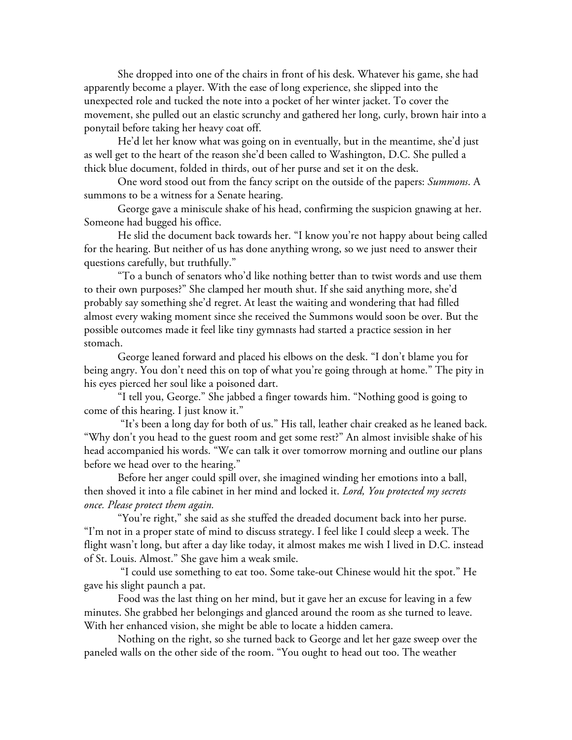She dropped into one of the chairs in front of his desk. Whatever his game, she had apparently become a player. With the ease of long experience, she slipped into the unexpected role and tucked the note into a pocket of her winter jacket. To cover the movement, she pulled out an elastic scrunchy and gathered her long, curly, brown hair into a ponytail before taking her heavy coat off.

He'd let her know what was going on in eventually, but in the meantime, she'd just as well get to the heart of the reason she'd been called to Washington, D.C. She pulled a thick blue document, folded in thirds, out of her purse and set it on the desk.

One word stood out from the fancy script on the outside of the papers: *Summons*. A summons to be a witness for a Senate hearing.

George gave a miniscule shake of his head, confirming the suspicion gnawing at her. Someone had bugged his office.

He slid the document back towards her. "I know you're not happy about being called for the hearing. But neither of us has done anything wrong, so we just need to answer their questions carefully, but truthfully."

"To a bunch of senators who'd like nothing better than to twist words and use them to their own purposes?" She clamped her mouth shut. If she said anything more, she'd probably say something she'd regret. At least the waiting and wondering that had filled almost every waking moment since she received the Summons would soon be over. But the possible outcomes made it feel like tiny gymnasts had started a practice session in her stomach.

George leaned forward and placed his elbows on the desk. "I don't blame you for being angry. You don't need this on top of what you're going through at home." The pity in his eyes pierced her soul like a poisoned dart.

"I tell you, George." She jabbed a finger towards him. "Nothing good is going to come of this hearing. I just know it."

"It's been a long day for both of us." His tall, leather chair creaked as he leaned back. "Why don't you head to the guest room and get some rest?" An almost invisible shake of his head accompanied his words. "We can talk it over tomorrow morning and outline our plans before we head over to the hearing."

Before her anger could spill over, she imagined winding her emotions into a ball, then shoved it into a file cabinet in her mind and locked it. *Lord, You protected my secrets once. Please protect them again.*

"You're right," she said as she stuffed the dreaded document back into her purse. "I'm not in a proper state of mind to discuss strategy. I feel like I could sleep a week. The flight wasn't long, but after a day like today, it almost makes me wish I lived in D.C. instead of St. Louis. Almost." She gave him a weak smile.

"I could use something to eat too. Some take-out Chinese would hit the spot." He gave his slight paunch a pat.

Food was the last thing on her mind, but it gave her an excuse for leaving in a few minutes. She grabbed her belongings and glanced around the room as she turned to leave. With her enhanced vision, she might be able to locate a hidden camera.

Nothing on the right, so she turned back to George and let her gaze sweep over the paneled walls on the other side of the room. "You ought to head out too. The weather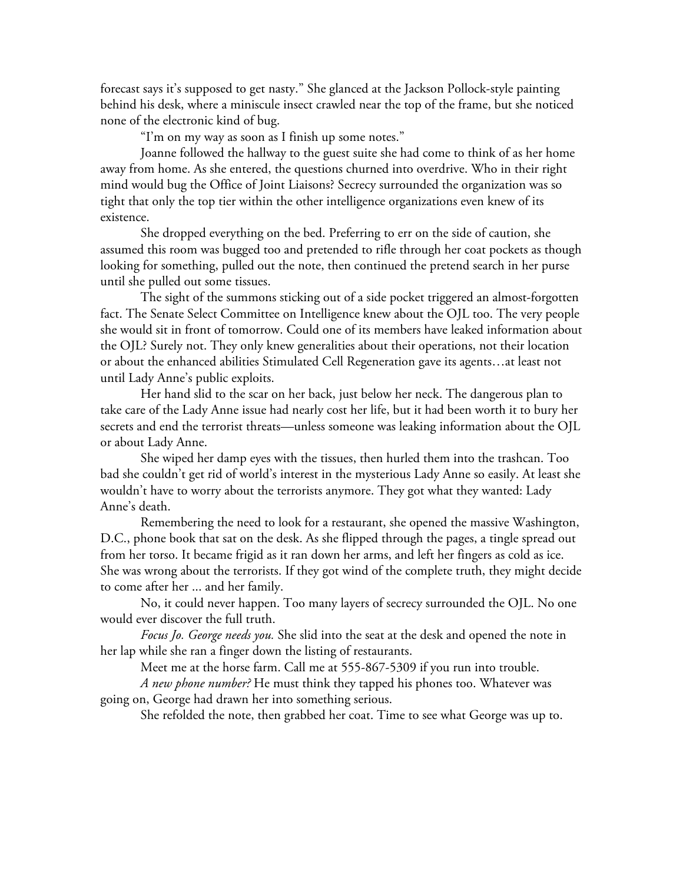forecast says it's supposed to get nasty." She glanced at the Jackson Pollock-style painting behind his desk, where a miniscule insect crawled near the top of the frame, but she noticed none of the electronic kind of bug.

"I'm on my way as soon as I finish up some notes."

Joanne followed the hallway to the guest suite she had come to think of as her home away from home. As she entered, the questions churned into overdrive. Who in their right mind would bug the Office of Joint Liaisons? Secrecy surrounded the organization was so tight that only the top tier within the other intelligence organizations even knew of its existence.

She dropped everything on the bed. Preferring to err on the side of caution, she assumed this room was bugged too and pretended to rifle through her coat pockets as though looking for something, pulled out the note, then continued the pretend search in her purse until she pulled out some tissues.

The sight of the summons sticking out of a side pocket triggered an almost-forgotten fact. The Senate Select Committee on Intelligence knew about the OJL too. The very people she would sit in front of tomorrow. Could one of its members have leaked information about the OJL? Surely not. They only knew generalities about their operations, not their location or about the enhanced abilities Stimulated Cell Regeneration gave its agents…at least not until Lady Anne's public exploits.

Her hand slid to the scar on her back, just below her neck. The dangerous plan to take care of the Lady Anne issue had nearly cost her life, but it had been worth it to bury her secrets and end the terrorist threats—unless someone was leaking information about the OJL or about Lady Anne.

She wiped her damp eyes with the tissues, then hurled them into the trashcan. Too bad she couldn't get rid of world's interest in the mysterious Lady Anne so easily. At least she wouldn't have to worry about the terrorists anymore. They got what they wanted: Lady Anne's death.

Remembering the need to look for a restaurant, she opened the massive Washington, D.C., phone book that sat on the desk. As she flipped through the pages, a tingle spread out from her torso. It became frigid as it ran down her arms, and left her fingers as cold as ice. She was wrong about the terrorists. If they got wind of the complete truth, they might decide to come after her ... and her family.

No, it could never happen. Too many layers of secrecy surrounded the OJL. No one would ever discover the full truth.

*Focus Jo. George needs you.* She slid into the seat at the desk and opened the note in her lap while she ran a finger down the listing of restaurants.

Meet me at the horse farm. Call me at 555-867-5309 if you run into trouble.

*A new phone number?* He must think they tapped his phones too. Whatever was going on, George had drawn her into something serious.

She refolded the note, then grabbed her coat. Time to see what George was up to.